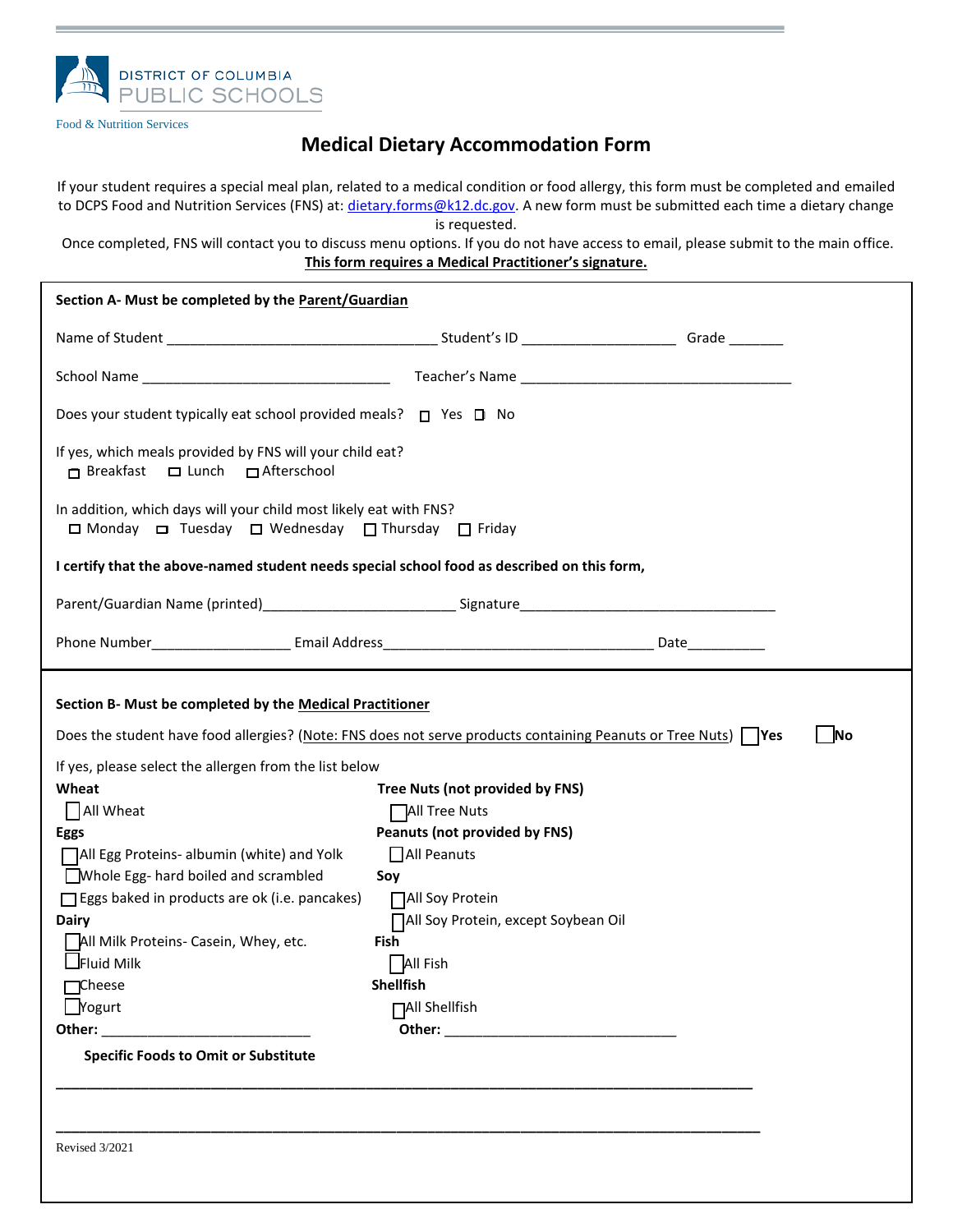DISTRICT OF COLUMBIA
PUBLIC SCHOOLS

Food & Nutrition Services

# Medical Dietary Accommodation Form

If your student requires a special meal plan, related to a medical condition or food allergy, this form must be completed and emailed to DCPS Food and Nutrition Services (FNS) at: dietary.forms@k12.dc.gov. A new form must be submitted each time a dietary change is requested.

Once completed, FNS will contact you to discuss menu options. If you do not have access to email, please submit to the main office.

**This form requires a Medical Practitioner's signature.**

## Section A- Must be completed by the Parent/Guardian

Name of Student ___________________________________ Student's ID ___________________ Grade _______

School Name ________________________________ Teacher's Name ___________________________________

Does your student typically eat school provided meals? ☐ Yes ☐ No

If yes, which meals provided by FNS will your child eat?
☐ Breakfast ☐ Lunch ☐ Afterschool

In addition, which days will your child most likely eat with FNS?
☐ Monday ☐ Tuesday ☐ Wednesday ☐ Thursday ☐ Friday

**I certify that the above-named student needs special school food as described on this form,**

Parent/Guardian Name (printed)________________________ Signature_________________________________

Phone Number__________________ Email Address__________________________________ Date__________

## Section B- Must be completed by the Medical Practitioner

Does the student have food allergies? (Note: FNS does not serve products containing Peanuts or Tree Nuts) ☐ **Yes** ☐ **No**

If yes, please select the allergen from the list below

**Wheat**
☐ All Wheat

**Eggs**
☐ All Egg Proteins- albumin (white) and Yolk
☐ Whole Egg- hard boiled and scrambled
☐ Eggs baked in products are ok (i.e. pancakes)

**Dairy**
☐ All Milk Proteins- Casein, Whey, etc.
☐ Fluid Milk
☐ Cheese
☐ Yogurt

**Other:** ___________________________

**Tree Nuts (not provided by FNS)**
☐ All Tree Nuts

**Peanuts (not provided by FNS)**
☐ All Peanuts

**Soy**
☐ All Soy Protein
☐ All Soy Protein, except Soybean Oil

**Fish**
☐ All Fish

**Shellfish**
☐ All Shellfish

**Other:** ______________________________

**Specific Foods to Omit or Substitute**

_____________________________________________________________________________________________

_____________________________________________________________________________________________

Revised 3/2021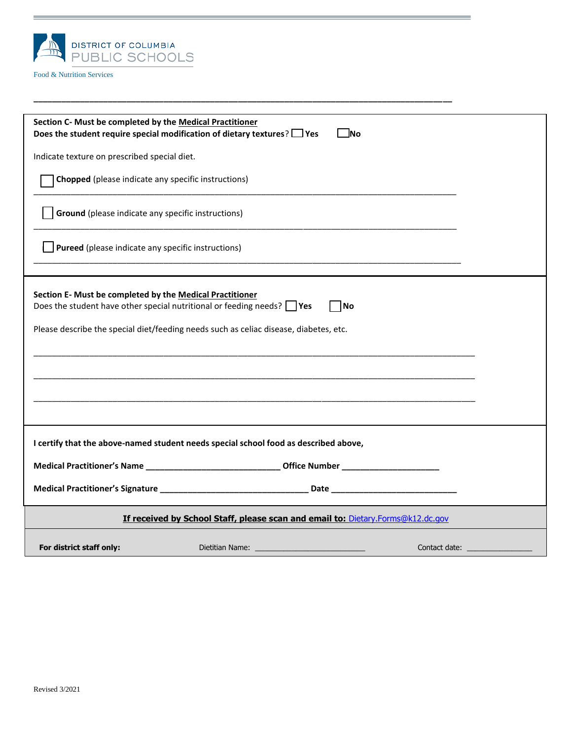DISTRICT OF COLUMBIA
PUBLIC SCHOOLS

Food & Nutrition Services

---

**Section C- Must be completed by the Medical Practitioner**

**Does the student require special modification of dietary textures**? ☐ **Yes** ☐ **No**

Indicate texture on prescribed special diet.

☐ **Chopped** (please indicate any specific instructions)

_______________________________________________________________________________

☐ **Ground** (please indicate any specific instructions)

_______________________________________________________________________________

☐ **Pureed** (please indicate any specific instructions)

_______________________________________________________________________________

**Section E- Must be completed by the Medical Practitioner**

Does the student have other special nutritional or feeding needs? ☐ **Yes** ☐ **No**

Please describe the special diet/feeding needs such as celiac disease, diabetes, etc.

_______________________________________________________________________________

_______________________________________________________________________________

_______________________________________________________________________________

**I certify that the above-named student needs special school food as described above,**

**Medical Practitioner's Name** ____________________________ **Office Number** ____________________

**Medical Practitioner's Signature** ________________________________ **Date** ___________________________

**If received by School Staff, please scan and email to:** Dietary.Forms@k12.dc.gov

**For district staff only:** Dietian Name: __________________________ Contact date: _______________

Revised 3/2021